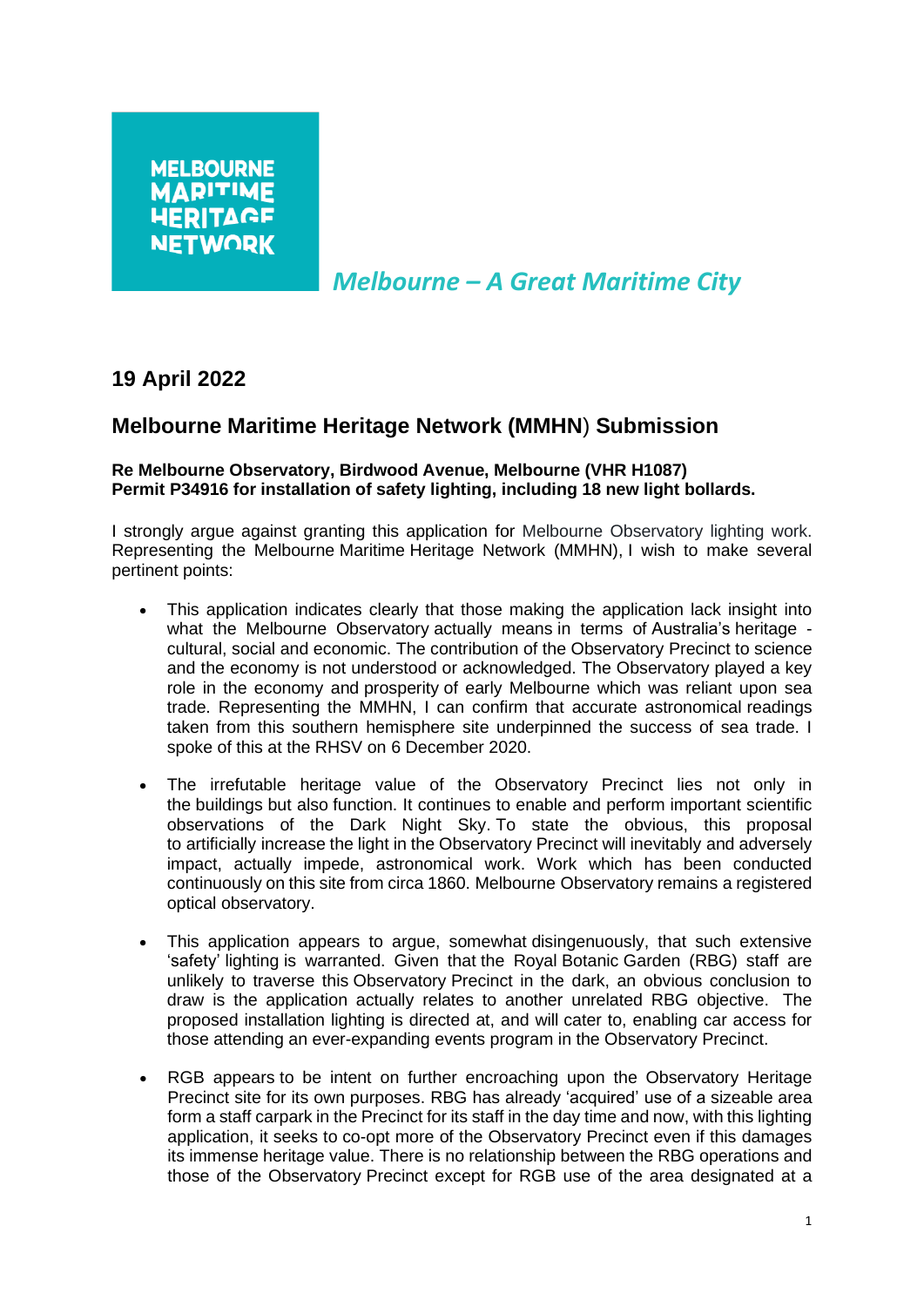MELBOURNE MARITIME HERITAGE NETWORK

*Melbourne – A Great Maritime City*

## 19 April 2022

## Melbourne Maritime Heritage Network (MMHN) Submission

**Re Melbourne Observatory, Birdwood Avenue, Melbourne (VHR H1087)**
**Permit P34916 for installation of safety lighting, including 18 new light bollards.**

I strongly argue against granting this application for Melbourne Observatory lighting work. Representing the Melbourne Maritime Heritage Network (MMHN), I wish to make several pertinent points:

- This application indicates clearly that those making the application lack insight into what the Melbourne Observatory actually means in terms of Australia's heritage - cultural, social and economic. The contribution of the Observatory Precinct to science and the economy is not understood or acknowledged. The Observatory played a key role in the economy and prosperity of early Melbourne which was reliant upon sea trade. Representing the MMHN, I can confirm that accurate astronomical readings taken from this southern hemisphere site underpinned the success of sea trade. I spoke of this at the RHSV on 6 December 2020.

- The irrefutable heritage value of the Observatory Precinct lies not only in the buildings but also function. It continues to enable and perform important scientific observations of the Dark Night Sky. To state the obvious, this proposal to artificially increase the light in the Observatory Precinct will inevitably and adversely impact, actually impede, astronomical work. Work which has been conducted continuously on this site from circa 1860. Melbourne Observatory remains a registered optical observatory.

- This application appears to argue, somewhat disingenuously, that such extensive 'safety' lighting is warranted. Given that the Royal Botanic Garden (RBG) staff are unlikely to traverse this Observatory Precinct in the dark, an obvious conclusion to draw is the application actually relates to another unrelated RBG objective. The proposed installation lighting is directed at, and will cater to, enabling car access for those attending an ever-expanding events program in the Observatory Precinct.

- RGB appears to be intent on further encroaching upon the Observatory Heritage Precinct site for its own purposes. RBG has already 'acquired' use of a sizeable area form a staff carpark in the Precinct for its staff in the day time and now, with this lighting application, it seeks to co-opt more of the Observatory Precinct even if this damages its immense heritage value. There is no relationship between the RBG operations and those of the Observatory Precinct except for RGB use of the area designated at a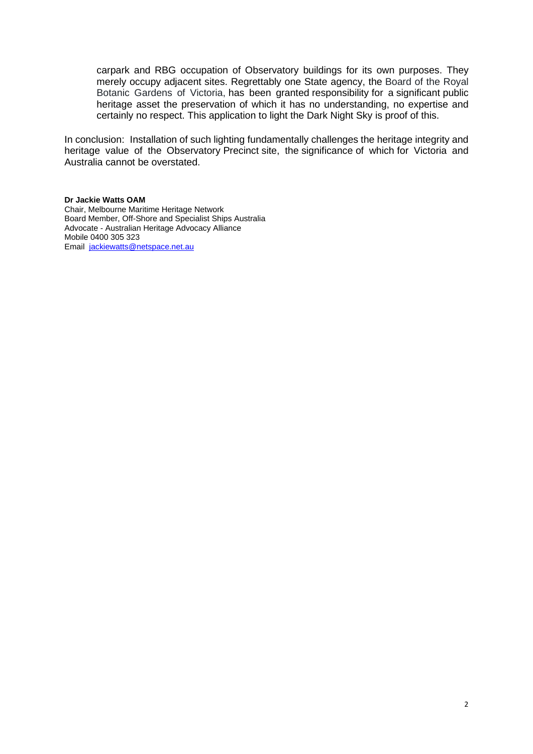carpark and RBG occupation of Observatory buildings for its own purposes. They merely occupy adjacent sites. Regrettably one State agency, the Board of the Royal Botanic Gardens of Victoria, has been granted responsibility for a significant public heritage asset the preservation of which it has no understanding, no expertise and certainly no respect. This application to light the Dark Night Sky is proof of this.

In conclusion: Installation of such lighting fundamentally challenges the heritage integrity and heritage value of the Observatory Precinct site, the significance of which for Victoria and Australia cannot be overstated.

**Dr Jackie Watts OAM**
Chair, Melbourne Maritime Heritage Network
Board Member, Off-Shore and Specialist Ships Australia
Advocate - Australian Heritage Advocacy Alliance
Mobile 0400 305 323
Email jackiewatts@netspace.net.au